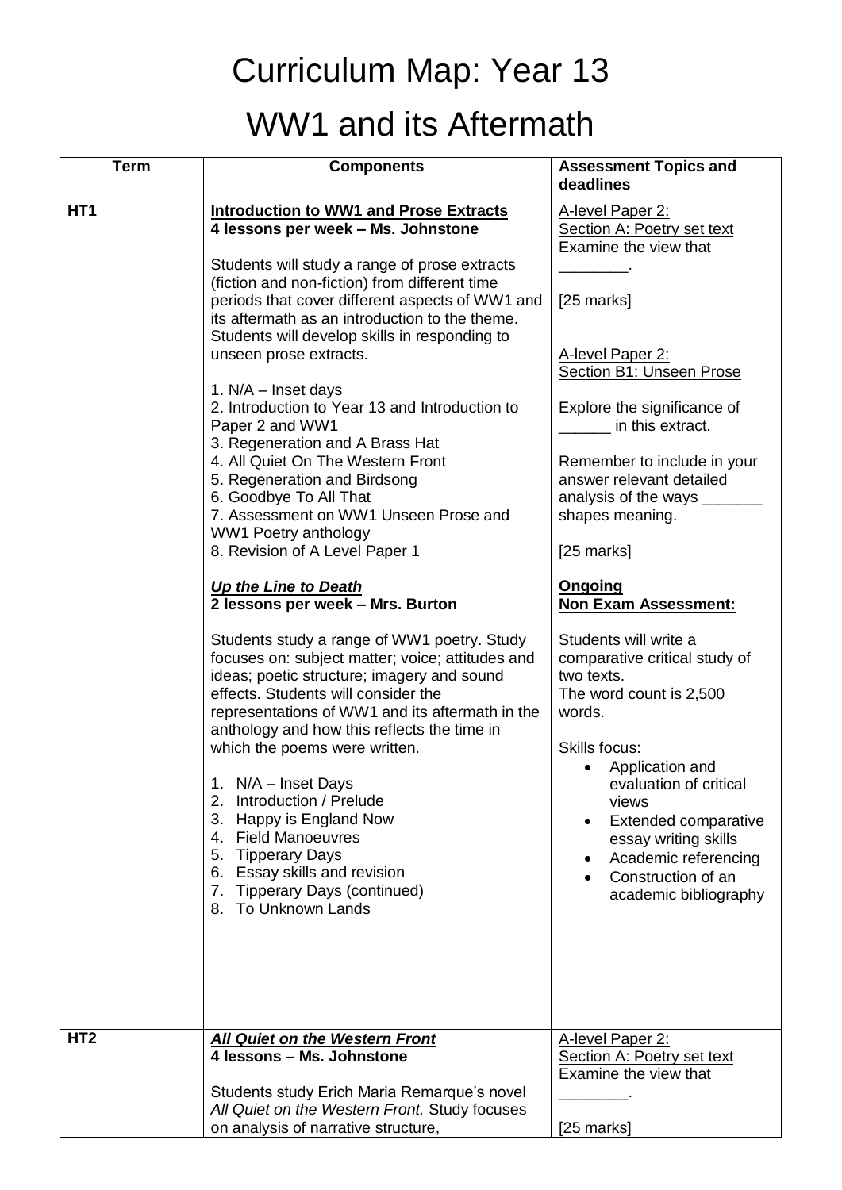# Curriculum Map: Year 13

# WW1 and its Aftermath

| Term | Components | Assessment Topics and deadlines |
|---|---|---|
| HT1 | **Introduction to WW1 and Prose Extracts**<br>**4 lessons per week – Ms. Johnstone**<br><br>Students will study a range of prose extracts (fiction and non-fiction) from different time periods that cover different aspects of WW1 and its aftermath as an introduction to the theme. Students will develop skills in responding to unseen prose extracts.<br><br>1. N/A – Inset days<br>2. Introduction to Year 13 and Introduction to Paper 2 and WW1<br>3. Regeneration and A Brass Hat<br>4. All Quiet On The Western Front<br>5. Regeneration and Birdsong<br>6. Goodbye To All That<br>7. Assessment on WW1 Unseen Prose and WW1 Poetry anthology<br>8. Revision of A Level Paper 1<br><br>***Up the Line to Death***<br>**2 lessons per week – Mrs. Burton**<br><br>Students study a range of WW1 poetry. Study focuses on: subject matter; voice; attitudes and ideas; poetic structure; imagery and sound effects. Students will consider the representations of WW1 and its aftermath in the anthology and how this reflects the time in which the poems were written.<br><br>1. N/A – Inset Days<br>2. Introduction / Prelude<br>3. Happy is England Now<br>4. Field Manoeuvres<br>5. Tipperary Days<br>6. Essay skills and revision<br>7. Tipperary Days (continued)<br>8. To Unknown Lands | A-level Paper 2:<br>Section A: Poetry set text<br>Examine the view that ________.<br><br>[25 marks]<br><br>A-level Paper 2:<br>Section B1: Unseen Prose<br><br>Explore the significance of ______ in this extract.<br><br>Remember to include in your answer relevant detailed analysis of the ways _______ shapes meaning.<br><br>[25 marks]<br><br>**Ongoing**<br>**Non Exam Assessment:**<br><br>Students will write a comparative critical study of two texts.<br>The word count is 2,500 words.<br><br>Skills focus:<br>• Application and evaluation of critical views<br>• Extended comparative essay writing skills<br>• Academic referencing<br>• Construction of an academic bibliography |
| HT2 | ***All Quiet on the Western Front***<br>**4 lessons – Ms. Johnstone**<br><br>Students study Erich Maria Remarque's novel *All Quiet on the Western Front.* Study focuses on analysis of narrative structure, | A-level Paper 2:<br>Section A: Poetry set text<br>Examine the view that ________.<br><br>[25 marks] |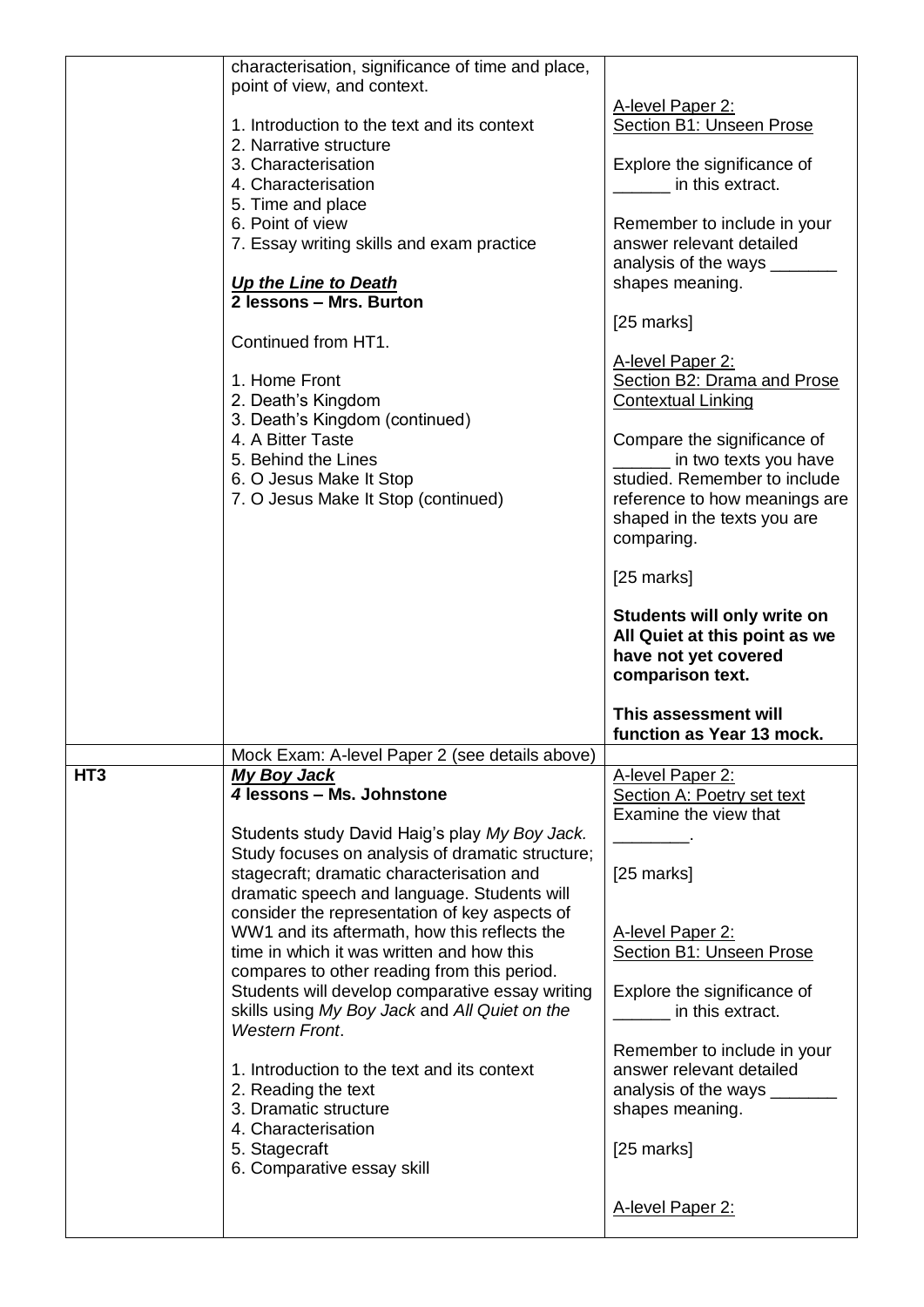| | | |
|---|---|---|
| | characterisation, significance of time and place, point of view, and context.<br><br>1. Introduction to the text and its context<br>2. Narrative structure<br>3. Characterisation<br>4. Characterisation<br>5. Time and place<br>6. Point of view<br>7. Essay writing skills and exam practice<br><br>***Up the Line to Death***<br>**2 lessons – Mrs. Burton**<br><br>Continued from HT1.<br><br>1. Home Front<br>2. Death's Kingdom<br>3. Death's Kingdom (continued)<br>4. A Bitter Taste<br>5. Behind the Lines<br>6. O Jesus Make It Stop<br>7. O Jesus Make It Stop (continued) | A-level Paper 2:<br>Section B1: Unseen Prose<br><br>Explore the significance of ______ in this extract.<br><br>Remember to include in your answer relevant detailed analysis of the ways _______ shapes meaning.<br><br>[25 marks]<br><br>A-level Paper 2:<br>Section B2: Drama and Prose Contextual Linking<br><br>Compare the significance of ______ in two texts you have studied. Remember to include reference to how meanings are shaped in the texts you are comparing.<br><br>[25 marks]<br><br>**Students will only write on All Quiet at this point as we have not yet covered comparison text.**<br><br>**This assessment will function as Year 13 mock.** |
| | Mock Exam: A-level Paper 2 (see details above) | |
| **HT3** | ***My Boy Jack***<br>**4 lessons – Ms. Johnstone**<br><br>Students study David Haig's play *My Boy Jack.* Study focuses on analysis of dramatic structure; stagecraft; dramatic characterisation and dramatic speech and language. Students will consider the representation of key aspects of WW1 and its aftermath, how this reflects the time in which it was written and how this compares to other reading from this period. Students will develop comparative essay writing skills using *My Boy Jack* and *All Quiet on the Western Front*.<br><br>1. Introduction to the text and its context<br>2. Reading the text<br>3. Dramatic structure<br>4. Characterisation<br>5. Stagecraft<br>6. Comparative essay skill | A-level Paper 2:<br>Section A: Poetry set text<br>Examine the view that ________.<br><br>[25 marks]<br><br>A-level Paper 2:<br>Section B1: Unseen Prose<br><br>Explore the significance of ______ in this extract.<br><br>Remember to include in your answer relevant detailed analysis of the ways _______ shapes meaning.<br><br>[25 marks]<br><br>A-level Paper 2: |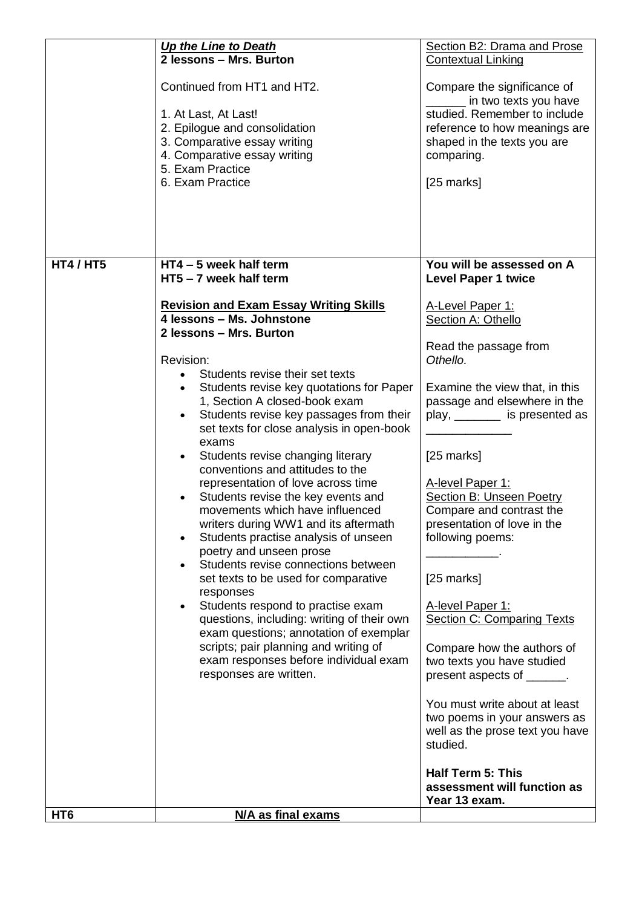| | | |
|---|---|---|
| | ***Up the Line to Death***<br>**2 lessons – Mrs. Burton**<br><br>Continued from HT1 and HT2.<br><br>1. At Last, At Last!<br>2. Epilogue and consolidation<br>3. Comparative essay writing<br>4. Comparative essay writing<br>5. Exam Practice<br>6. Exam Practice | Section B2: Drama and Prose Contextual Linking<br><br>Compare the significance of ______ in two texts you have studied. Remember to include reference to how meanings are shaped in the texts you are comparing.<br><br>[25 marks] |
| **HT4 / HT5** | **HT4 – 5 week half term**<br>**HT5 – 7 week half term**<br><br>**Revision and Exam Essay Writing Skills**<br>**4 lessons – Ms. Johnstone**<br>**2 lessons – Mrs. Burton**<br><br>Revision:<br>• Students revise their set texts<br>• Students revise key quotations for Paper 1, Section A closed-book exam<br>• Students revise key passages from their set texts for close analysis in open-book exams<br>• Students revise changing literary conventions and attitudes to the representation of love across time<br>• Students revise the key events and movements which have influenced writers during WW1 and its aftermath<br>• Students practise analysis of unseen poetry and unseen prose<br>• Students revise connections between set texts to be used for comparative responses<br>• Students respond to practise exam questions, including: writing of their own exam questions; annotation of exemplar scripts; pair planning and writing of exam responses before individual exam responses are written. | **You will be assessed on A Level Paper 1 twice**<br><br>A-Level Paper 1:<br>Section A: Othello<br><br>Read the passage from *Othello.*<br><br>Examine the view that, in this passage and elsewhere in the play, _______ is presented as _____________<br><br>[25 marks]<br><br>A-level Paper 1:<br>Section B: Unseen Poetry<br>Compare and contrast the presentation of love in the following poems:<br>___________.<br><br>[25 marks]<br><br>A-level Paper 1:<br>Section C: Comparing Texts<br><br>Compare how the authors of two texts you have studied present aspects of ______.<br><br>You must write about at least two poems in your answers as well as the prose text you have studied.<br><br>**Half Term 5: This assessment will function as Year 13 exam.** |
| **HT6** | **N/A as final exams** | |